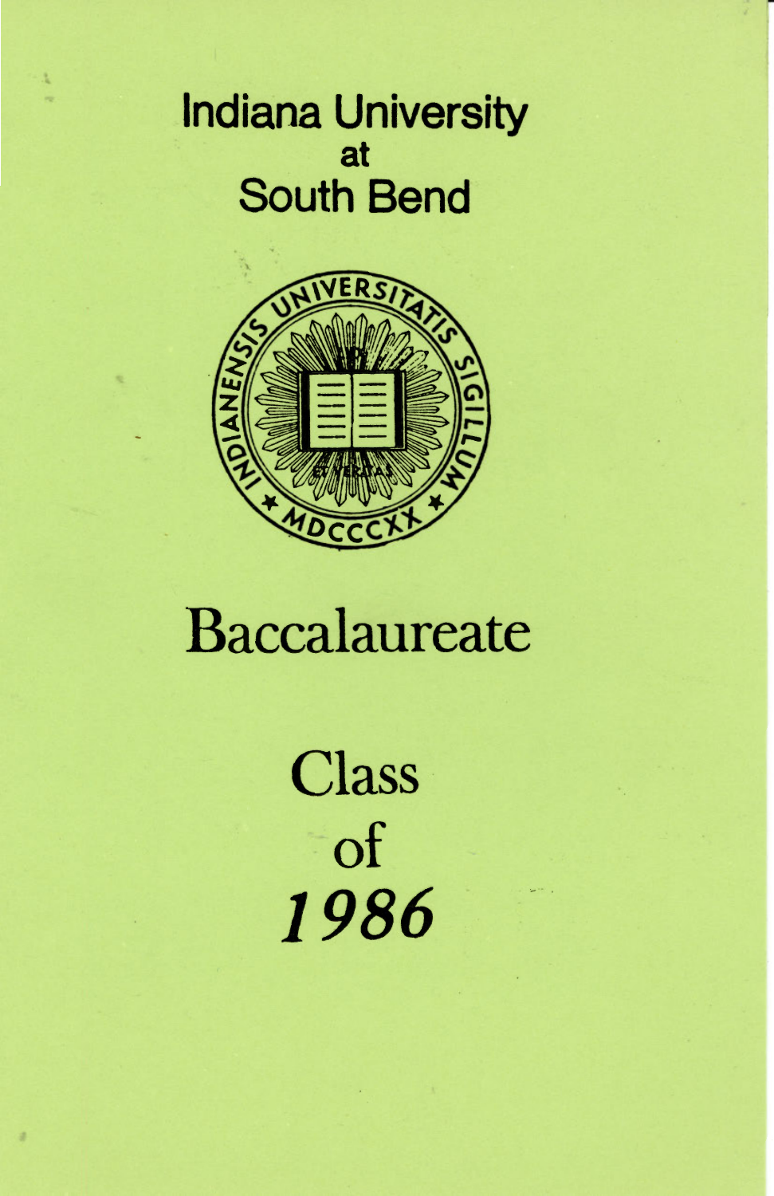# Indiana University
at
# South Bend

# Baccalaureate

## Class
## of
## *1986*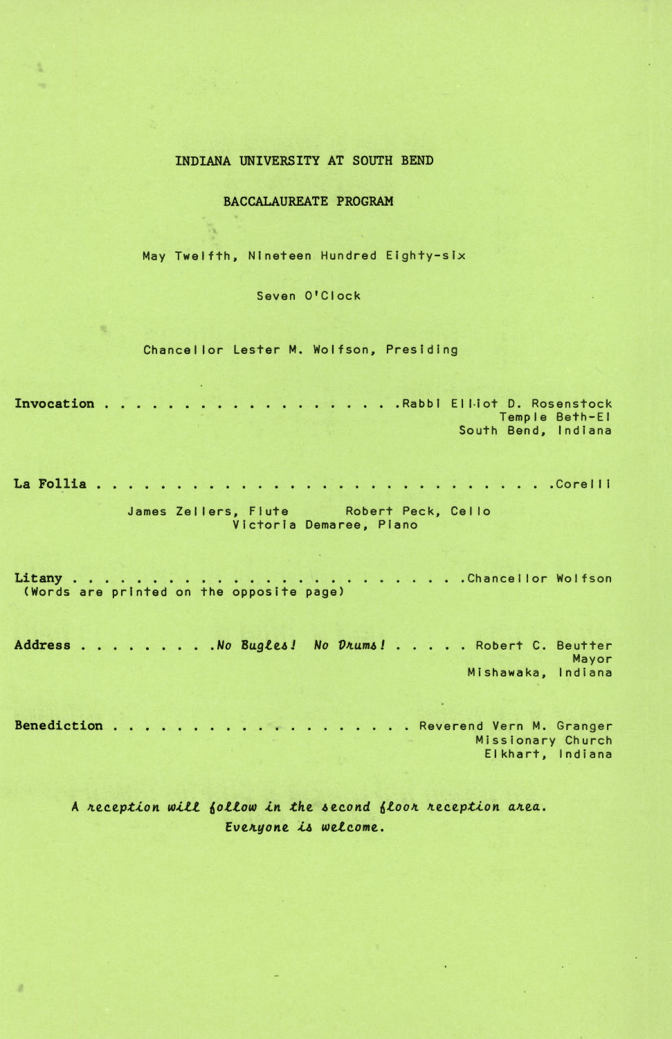# INDIANA UNIVERSITY AT SOUTH BEND

## BACCALAUREATE PROGRAM

May Twelfth, Nineteen Hundred Eighty-six

Seven O'Clock

Chancellor Lester M. Wolfson, Presiding

**Invocation** . . . . . . . . . . . . . . . . . . . . .Rabbi Elliot D. Rosenstock
Temple Beth-El
South Bend, Indiana

**La Follia** . . . . . . . . . . . . . . . . . . . . . . . . . . . . . .Corelli

James Zellers, Flute Robert Peck, Cello
Victoria Demaree, Piano

**Litany** . . . . . . . . . . . . . . . . . . . . . . . . . . .Chancellor Wolfson
(Words are printed on the opposite page)

**Address** . . . . . . . . .*No Bugles! No Drums!* . . . . . Robert C. Beutter
Mayor
Mishawaka, Indiana

**Benediction** . . . . . . . . . . . . . . . . . . . . Reverend Vern M. Granger
Missionary Church
Elkhart, Indiana

*A reception will follow in the second floor reception area.*
*Everyone is welcome.*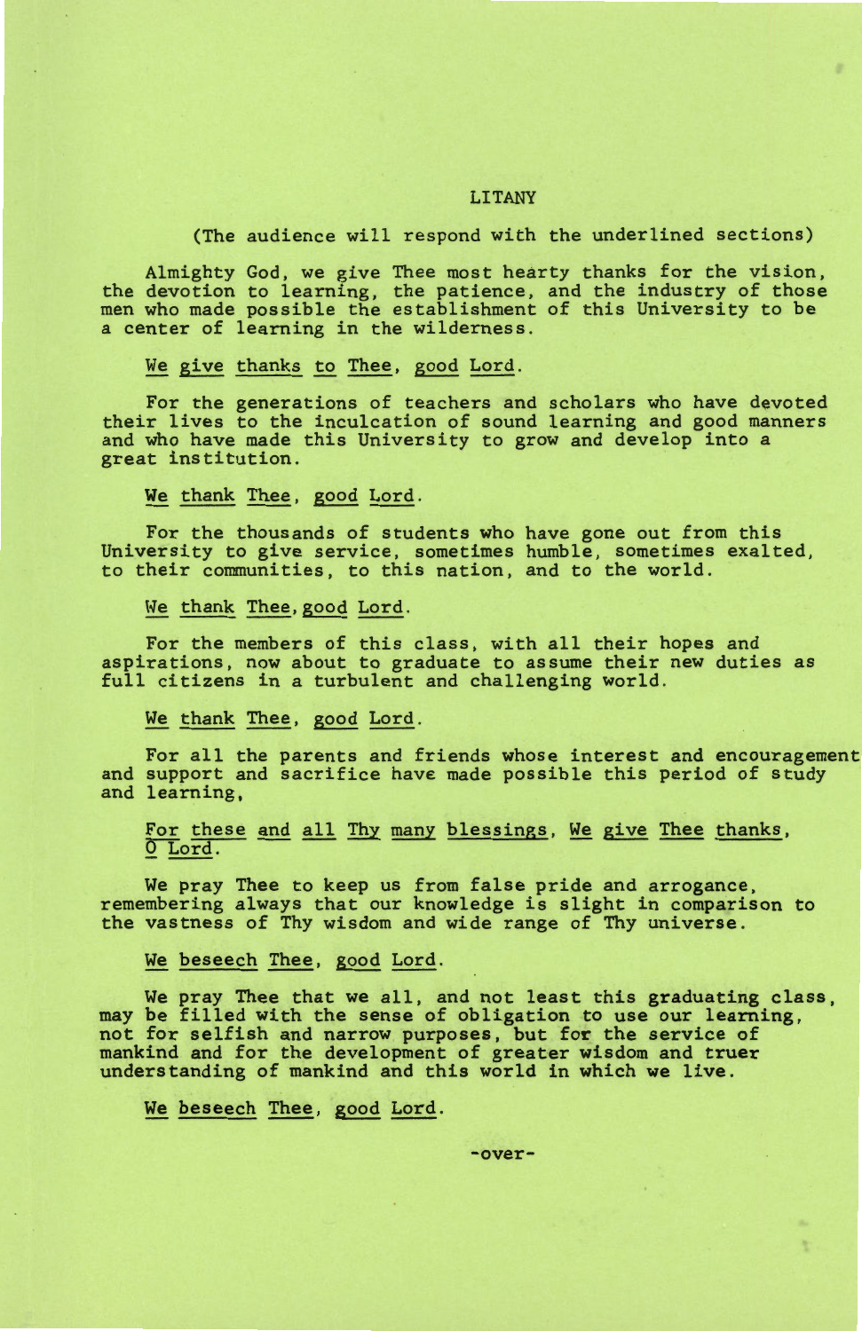# LITANY

(The audience will respond with the underlined sections)

Almighty God, we give Thee most hearty thanks for the vision, the devotion to learning, the patience, and the industry of those men who made possible the establishment of this University to be a center of learning in the wilderness.

<u>We give thanks to Thee, good Lord.</u>

For the generations of teachers and scholars who have devoted their lives to the inculcation of sound learning and good manners and who have made this University to grow and develop into a great institution.

<u>We thank Thee, good Lord.</u>

For the thousands of students who have gone out from this University to give service, sometimes humble, sometimes exalted, to their communities, to this nation, and to the world.

<u>We thank Thee, good Lord.</u>

For the members of this class, with all their hopes and aspirations, now about to graduate to assume their new duties as full citizens in a turbulent and challenging world.

<u>We thank Thee, good Lord.</u>

For all the parents and friends whose interest and encouragement and support and sacrifice have made possible this period of study and learning,

<u>For these and all Thy many blessings, We give Thee thanks, O Lord.</u>

We pray Thee to keep us from false pride and arrogance, remembering always that our knowledge is slight in comparison to the vastness of Thy wisdom and wide range of Thy universe.

<u>We beseech Thee, good Lord.</u>

We pray Thee that we all, and not least this graduating class, may be filled with the sense of obligation to use our learning, not for selfish and narrow purposes, but for the service of mankind and for the development of greater wisdom and truer understanding of mankind and this world in which we live.

<u>We beseech Thee, good Lord.</u>

-over-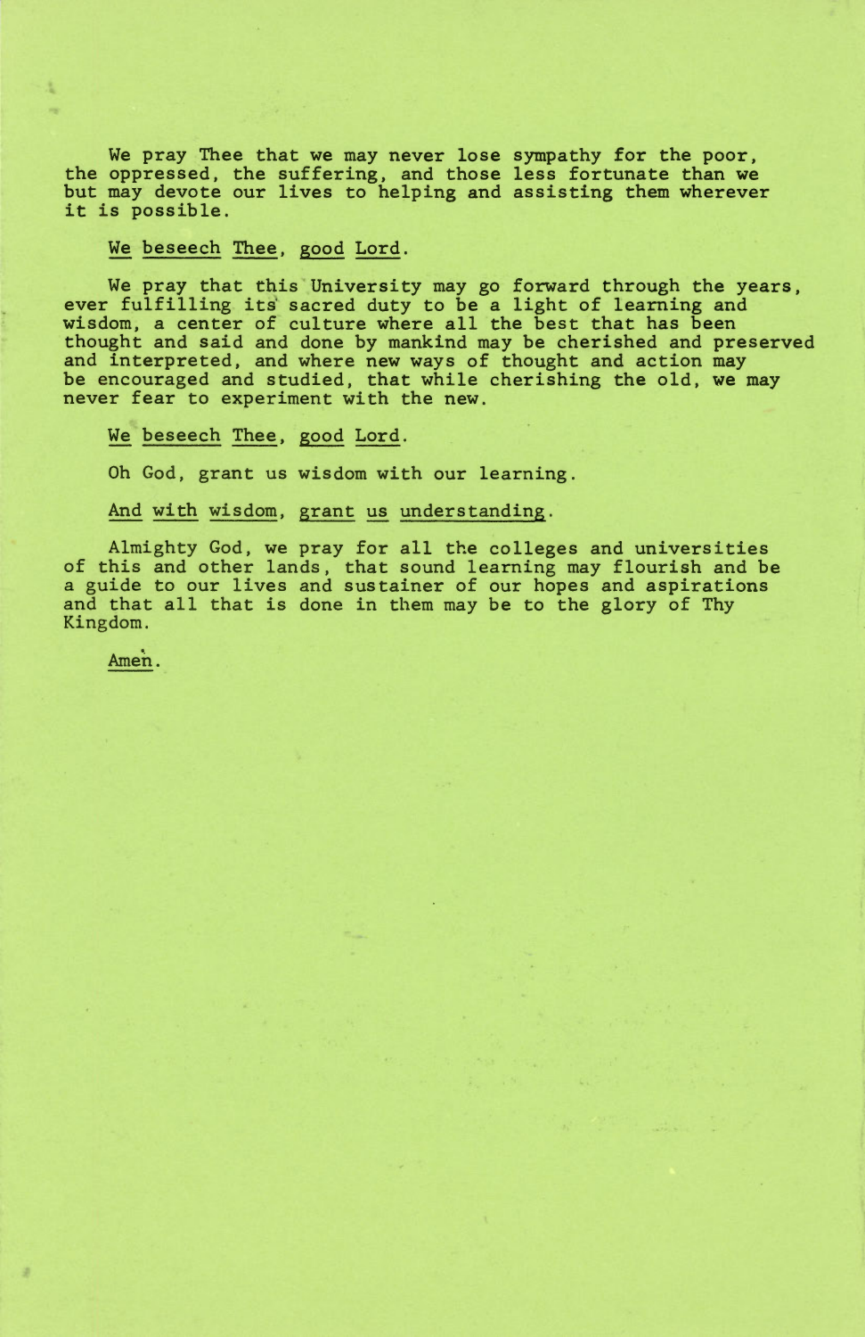We pray Thee that we may never lose sympathy for the poor, the oppressed, the suffering, and those less fortunate than we but may devote our lives to helping and assisting them wherever it is possible.

We beseech Thee, good Lord.

We pray that this University may go forward through the years, ever fulfilling its sacred duty to be a light of learning and wisdom, a center of culture where all the best that has been thought and said and done by mankind may be cherished and preserved and interpreted, and where new ways of thought and action may be encouraged and studied, that while cherishing the old, we may never fear to experiment with the new.

We beseech Thee, good Lord.

Oh God, grant us wisdom with our learning.

And with wisdom, grant us understanding.

Almighty God, we pray for all the colleges and universities of this and other lands, that sound learning may flourish and be a guide to our lives and sustainer of our hopes and aspirations and that all that is done in them may be to the glory of Thy Kingdom.

Amen.